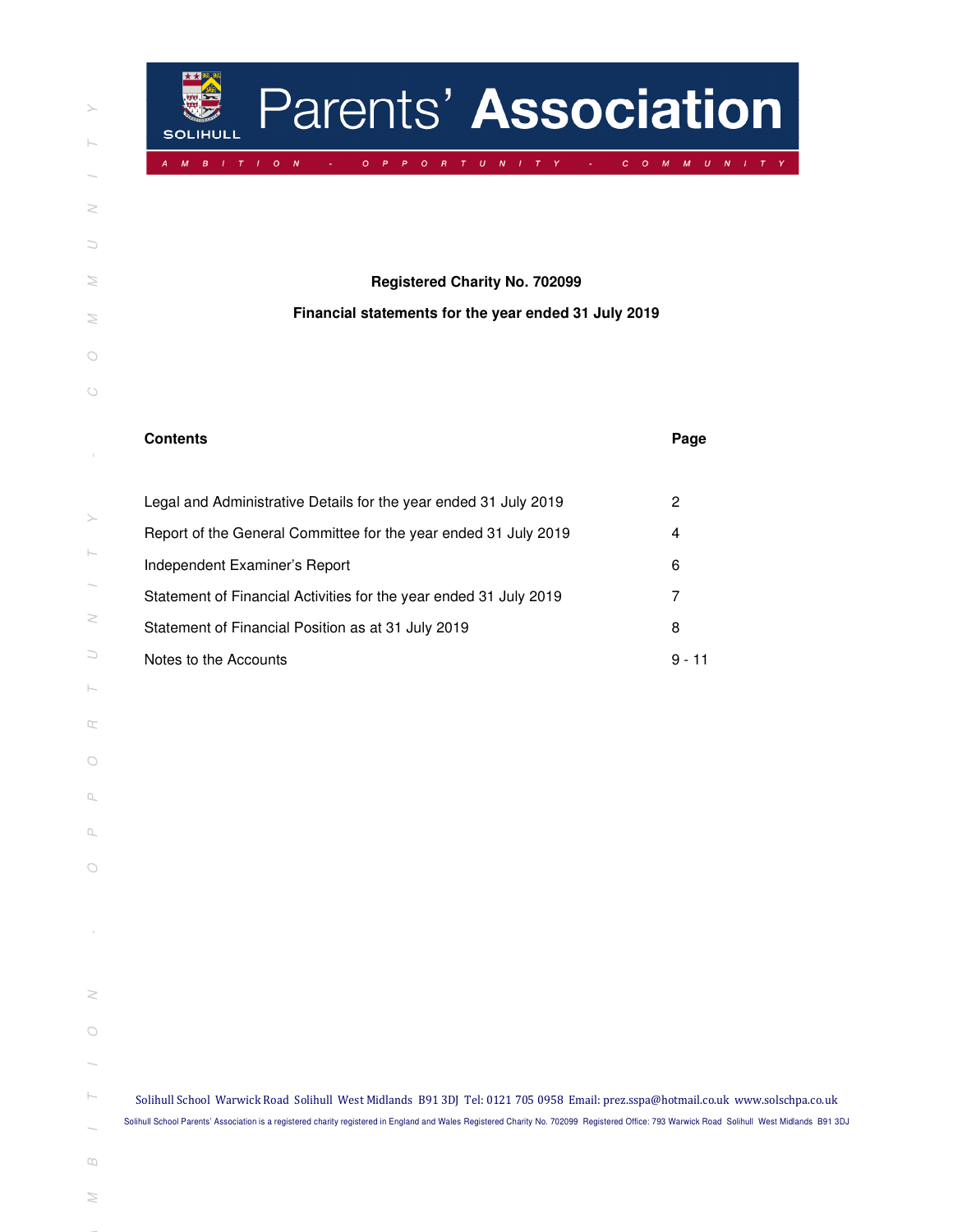# Parents' Association

AMBITION - OPPORTUNITY - COMMUNITY

**Registered Charity No. 702099**

**Financial statements for the year ended 31 July 2019**

| **Contents** | **Page** |
|---|---|
| Legal and Administrative Details for the year ended 31 July 2019 | 2 |
| Report of the General Committee for the year ended 31 July 2019 | 4 |
| Independent Examiner's Report | 6 |
| Statement of Financial Activities for the year ended 31 July 2019 | 7 |
| Statement of Financial Position as at 31 July 2019 | 8 |
| Notes to the Accounts | 9 - 11 |

Solihull School Warwick Road Solihull West Midlands B91 3DJ Tel: 0121 705 0958 Email: prez.sspa@hotmail.co.uk www.solschpa.co.uk

Solihull School Parents' Association is a registered charity registered in England and Wales Registered Charity No. 702099 Registered Office: 793 Warwick Road Solihull West Midlands B91 3DJ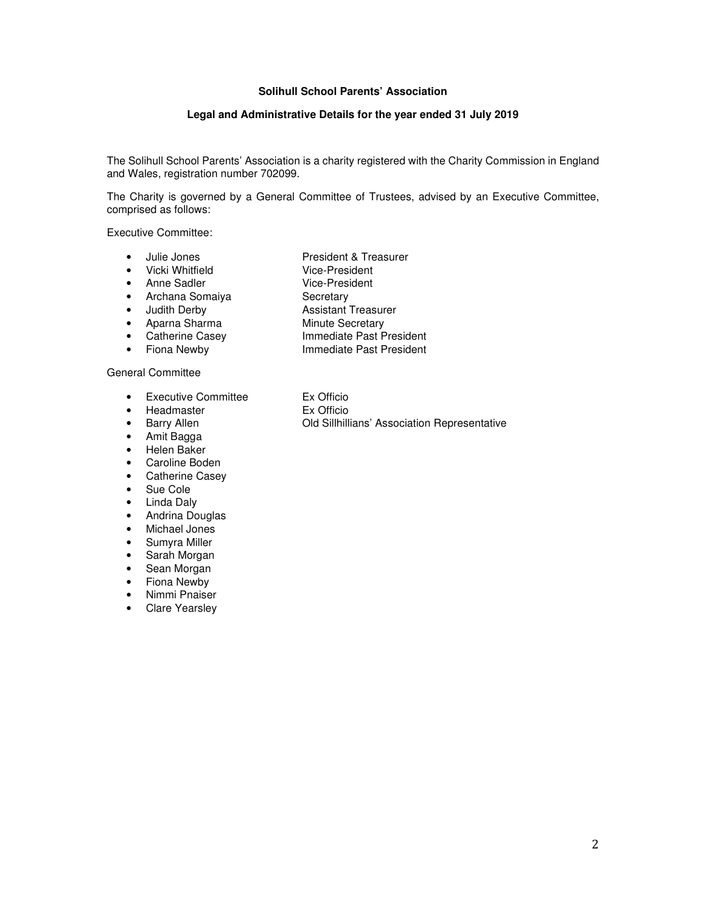**Solihull School Parents' Association**

**Legal and Administrative Details for the year ended 31 July 2019**

The Solihull School Parents' Association is a charity registered with the Charity Commission in England and Wales, registration number 702099.

The Charity is governed by a General Committee of Trustees, advised by an Executive Committee, comprised as follows:

Executive Committee:

- Julie Jones — President & Treasurer
- Vicki Whitfield — Vice-President
- Anne Sadler — Vice-President
- Archana Somaiya — Secretary
- Judith Derby — Assistant Treasurer
- Aparna Sharma — Minute Secretary
- Catherine Casey — Immediate Past President
- Fiona Newby — Immediate Past President

General Committee

- Executive Committee — Ex Officio
- Headmaster — Ex Officio
- Barry Allen — Old Sillhillians' Association Representative
- Amit Bagga
- Helen Baker
- Caroline Boden
- Catherine Casey
- Sue Cole
- Linda Daly
- Andrina Douglas
- Michael Jones
- Sumyra Miller
- Sarah Morgan
- Sean Morgan
- Fiona Newby
- Nimmi Pnaiser
- Clare Yearsley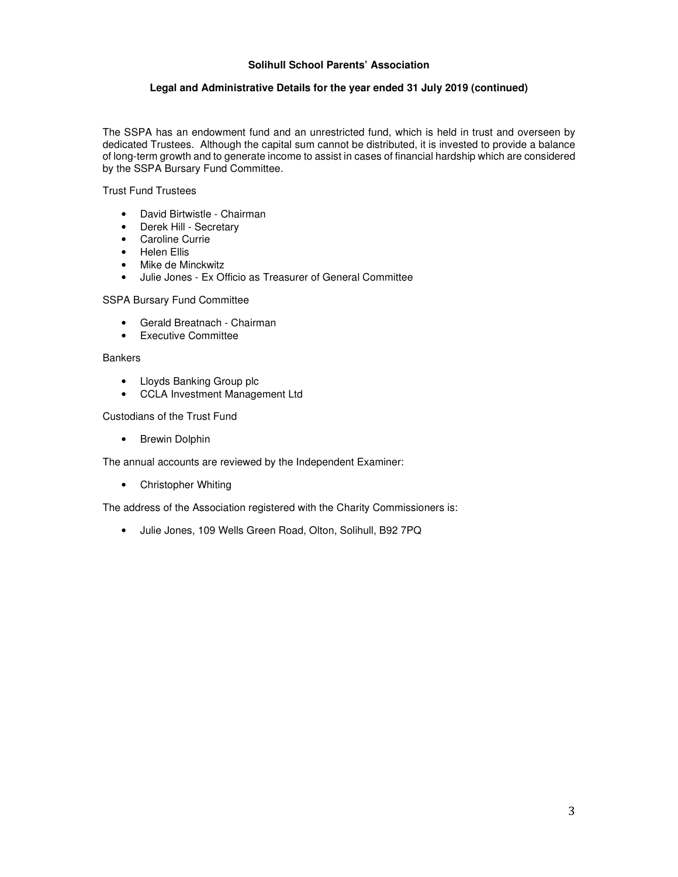**Solihull School Parents' Association**

**Legal and Administrative Details for the year ended 31 July 2019 (continued)**

The SSPA has an endowment fund and an unrestricted fund, which is held in trust and overseen by dedicated Trustees. Although the capital sum cannot be distributed, it is invested to provide a balance of long-term growth and to generate income to assist in cases of financial hardship which are considered by the SSPA Bursary Fund Committee.

Trust Fund Trustees

- David Birtwistle - Chairman
- Derek Hill - Secretary
- Caroline Currie
- Helen Ellis
- Mike de Minckwitz
- Julie Jones - Ex Officio as Treasurer of General Committee

SSPA Bursary Fund Committee

- Gerald Breatnach - Chairman
- Executive Committee

Bankers

- Lloyds Banking Group plc
- CCLA Investment Management Ltd

Custodians of the Trust Fund

- Brewin Dolphin

The annual accounts are reviewed by the Independent Examiner:

- Christopher Whiting

The address of the Association registered with the Charity Commissioners is:

- Julie Jones, 109 Wells Green Road, Olton, Solihull, B92 7PQ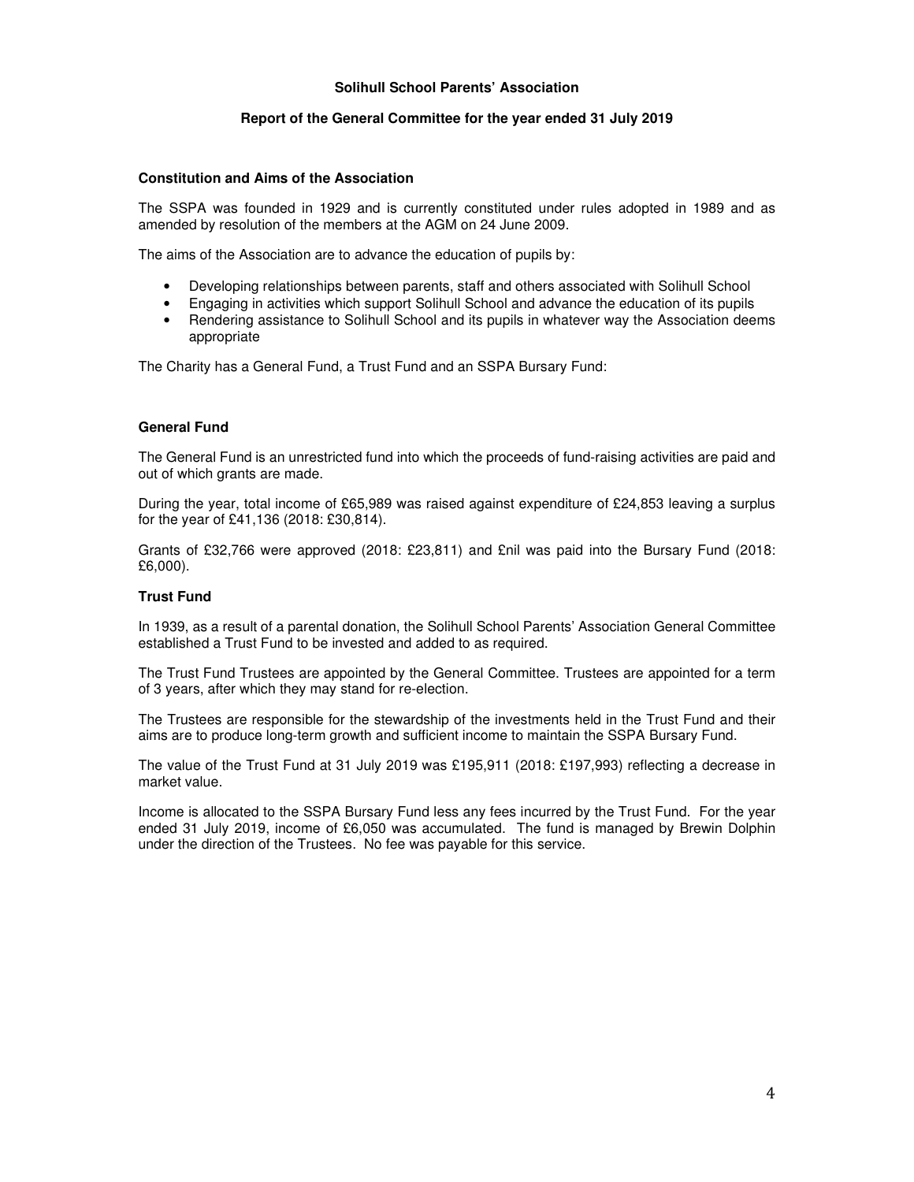# Solihull School Parents' Association

## Report of the General Committee for the year ended 31 July 2019

### Constitution and Aims of the Association

The SSPA was founded in 1929 and is currently constituted under rules adopted in 1989 and as amended by resolution of the members at the AGM on 24 June 2009.

The aims of the Association are to advance the education of pupils by:

- Developing relationships between parents, staff and others associated with Solihull School
- Engaging in activities which support Solihull School and advance the education of its pupils
- Rendering assistance to Solihull School and its pupils in whatever way the Association deems appropriate

The Charity has a General Fund, a Trust Fund and an SSPA Bursary Fund:

### General Fund

The General Fund is an unrestricted fund into which the proceeds of fund-raising activities are paid and out of which grants are made.

During the year, total income of £65,989 was raised against expenditure of £24,853 leaving a surplus for the year of £41,136 (2018: £30,814).

Grants of £32,766 were approved (2018: £23,811) and £nil was paid into the Bursary Fund (2018: £6,000).

### Trust Fund

In 1939, as a result of a parental donation, the Solihull School Parents' Association General Committee established a Trust Fund to be invested and added to as required.

The Trust Fund Trustees are appointed by the General Committee. Trustees are appointed for a term of 3 years, after which they may stand for re-election.

The Trustees are responsible for the stewardship of the investments held in the Trust Fund and their aims are to produce long-term growth and sufficient income to maintain the SSPA Bursary Fund.

The value of the Trust Fund at 31 July 2019 was £195,911 (2018: £197,993) reflecting a decrease in market value.

Income is allocated to the SSPA Bursary Fund less any fees incurred by the Trust Fund. For the year ended 31 July 2019, income of £6,050 was accumulated. The fund is managed by Brewin Dolphin under the direction of the Trustees. No fee was payable for this service.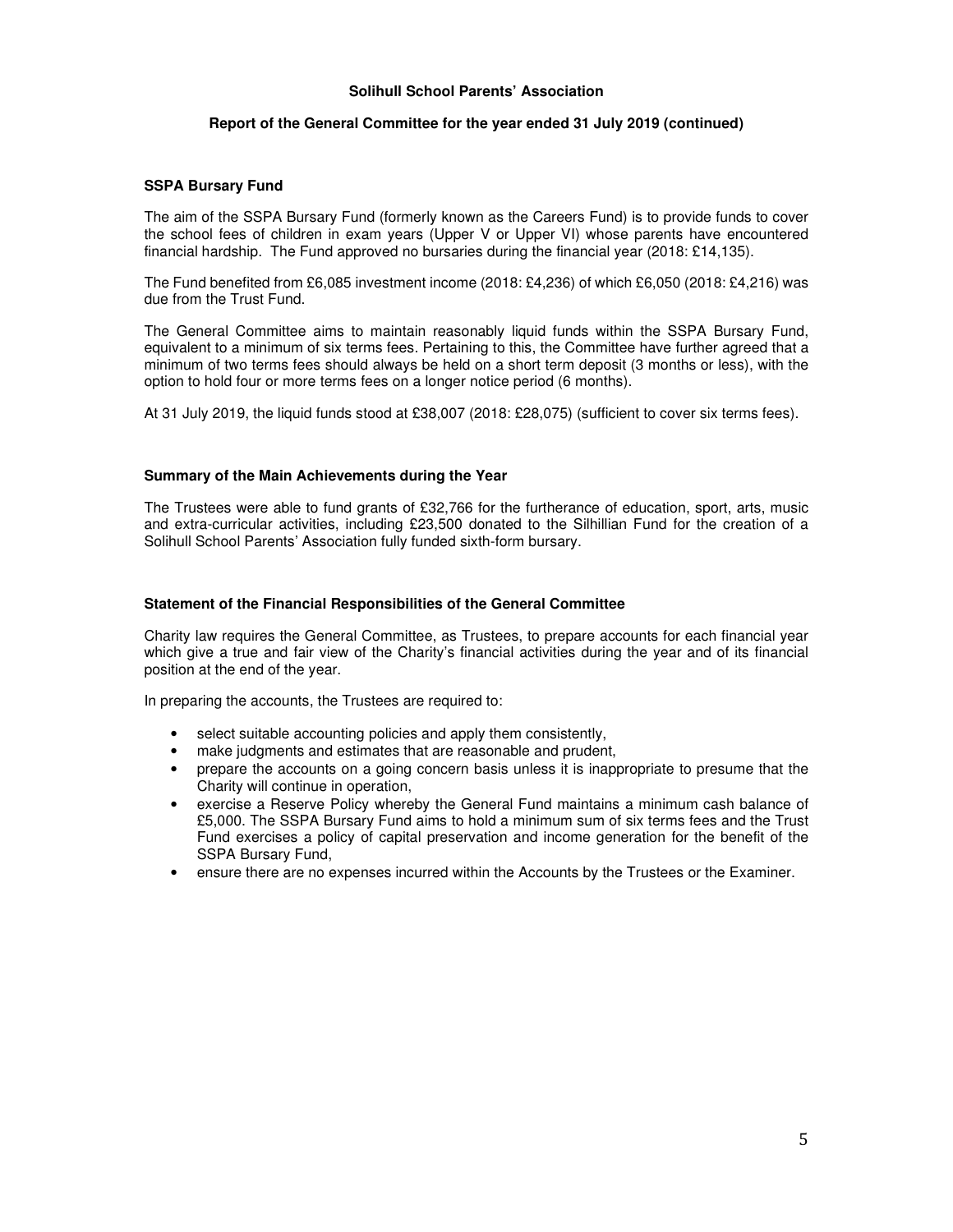## SSPA Bursary Fund

The aim of the SSPA Bursary Fund (formerly known as the Careers Fund) is to provide funds to cover the school fees of children in exam years (Upper V or Upper VI) whose parents have encountered financial hardship. The Fund approved no bursaries during the financial year (2018: £14,135).

The Fund benefited from £6,085 investment income (2018: £4,236) of which £6,050 (2018: £4,216) was due from the Trust Fund.

The General Committee aims to maintain reasonably liquid funds within the SSPA Bursary Fund, equivalent to a minimum of six terms fees. Pertaining to this, the Committee have further agreed that a minimum of two terms fees should always be held on a short term deposit (3 months or less), with the option to hold four or more terms fees on a longer notice period (6 months).

At 31 July 2019, the liquid funds stood at £38,007 (2018: £28,075) (sufficient to cover six terms fees).

## Summary of the Main Achievements during the Year

The Trustees were able to fund grants of £32,766 for the furtherance of education, sport, arts, music and extra-curricular activities, including £23,500 donated to the Silhillian Fund for the creation of a Solihull School Parents' Association fully funded sixth-form bursary.

## Statement of the Financial Responsibilities of the General Committee

Charity law requires the General Committee, as Trustees, to prepare accounts for each financial year which give a true and fair view of the Charity's financial activities during the year and of its financial position at the end of the year.

In preparing the accounts, the Trustees are required to:

- select suitable accounting policies and apply them consistently,
- make judgments and estimates that are reasonable and prudent,
- prepare the accounts on a going concern basis unless it is inappropriate to presume that the Charity will continue in operation,
- exercise a Reserve Policy whereby the General Fund maintains a minimum cash balance of £5,000. The SSPA Bursary Fund aims to hold a minimum sum of six terms fees and the Trust Fund exercises a policy of capital preservation and income generation for the benefit of the SSPA Bursary Fund,
- ensure there are no expenses incurred within the Accounts by the Trustees or the Examiner.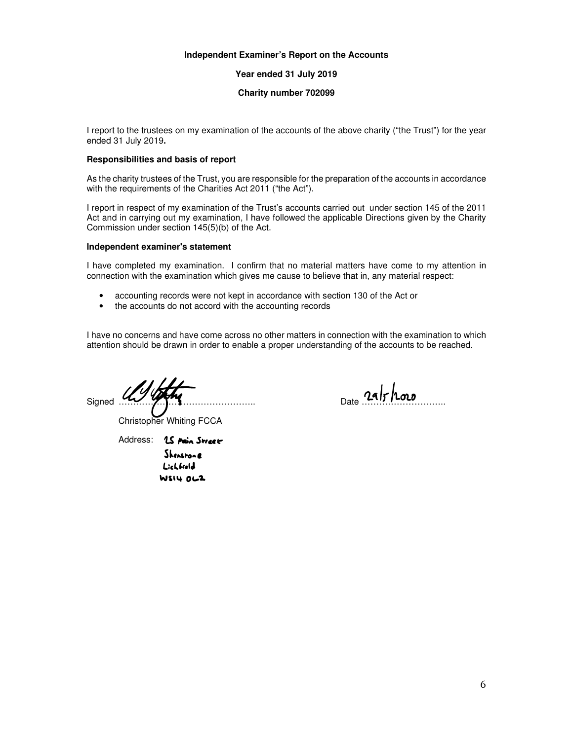**Independent Examiner's Report on the Accounts**

**Year ended 31 July 2019**

**Charity number 702099**

I report to the trustees on my examination of the accounts of the above charity ("the Trust") for the year ended 31 July 2019**.**

**Responsibilities and basis of report**

As the charity trustees of the Trust, you are responsible for the preparation of the accounts in accordance with the requirements of the Charities Act 2011 ("the Act").

I report in respect of my examination of the Trust's accounts carried out under section 145 of the 2011 Act and in carrying out my examination, I have followed the applicable Directions given by the Charity Commission under section 145(5)(b) of the Act.

**Independent examiner's statement**

I have completed my examination. I confirm that no material matters have come to my attention in connection with the examination which gives me cause to believe that in, any material respect:

- accounting records were not kept in accordance with section 130 of the Act or
- the accounts do not accord with the accounting records

I have no concerns and have come across no other matters in connection with the examination to which attention should be drawn in order to enable a proper understanding of the accounts to be reached.

Signed ……………………………………….. Date 29/5/2020

Christopher Whiting FCCA

Address: 25 Main Street
Shenstone
Lichfield
WS14 0L2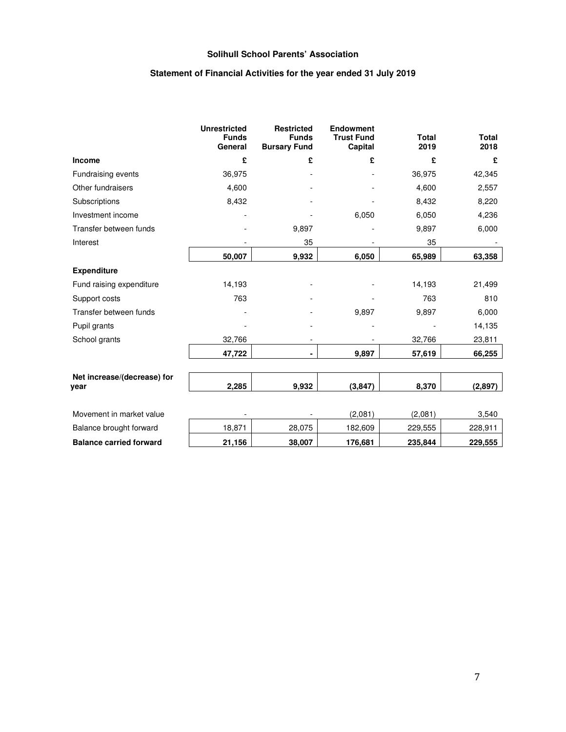**Solihull School Parents' Association**

**Statement of Financial Activities for the year ended 31 July 2019**

| | Unrestricted Funds General | Restricted Funds Bursary Fund | Endowment Trust Fund Capital | Total 2019 | Total 2018 |
|---|---|---|---|---|---|
| **Income** | £ | £ | £ | £ | £ |
| Fundraising events | 36,975 | - | - | 36,975 | 42,345 |
| Other fundraisers | 4,600 | - | - | 4,600 | 2,557 |
| Subscriptions | 8,432 | - | - | 8,432 | 8,220 |
| Investment income | - | - | 6,050 | 6,050 | 4,236 |
| Transfer between funds | - | 9,897 | - | 9,897 | 6,000 |
| Interest | - | 35 | - | 35 | - |
| | **50,007** | **9,932** | **6,050** | **65,989** | **63,358** |
| **Expenditure** | | | | | |
| Fund raising expenditure | 14,193 | - | - | 14,193 | 21,499 |
| Support costs | 763 | - | - | 763 | 810 |
| Transfer between funds | - | - | 9,897 | 9,897 | 6,000 |
| Pupil grants | - | - | - | - | 14,135 |
| School grants | 32,766 | - | - | 32,766 | 23,811 |
| | **47,722** | **-** | **9,897** | **57,619** | **66,255** |
| **Net increase/(decrease) for year** | **2,285** | **9,932** | **(3,847)** | **8,370** | **(2,897)** |
| Movement in market value | - | - | (2,081) | (2,081) | 3,540 |
| Balance brought forward | 18,871 | 28,075 | 182,609 | 229,555 | 228,911 |
| **Balance carried forward** | **21,156** | **38,007** | **176,681** | **235,844** | **229,555** |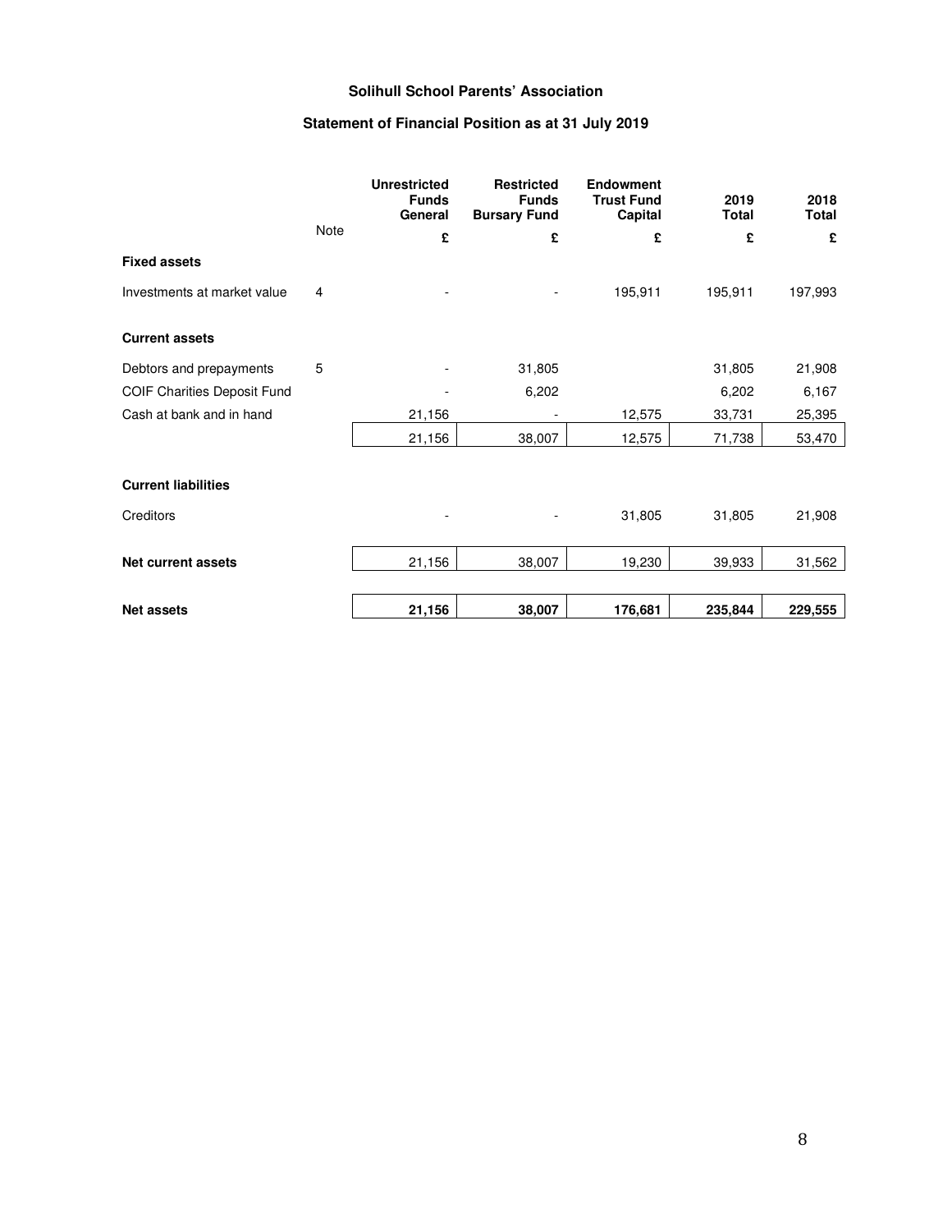# Solihull School Parents' Association

## Statement of Financial Position as at 31 July 2019

| | Note | Unrestricted Funds General | Restricted Funds Bursary Fund | Endowment Trust Fund Capital | 2019 Total | 2018 Total |
|---|---|---|---|---|---|---|
| | | £ | £ | £ | £ | £ |
| **Fixed assets** | | | | | | |
| Investments at market value | 4 | - | - | 195,911 | 195,911 | 197,993 |
| **Current assets** | | | | | | |
| Debtors and prepayments | 5 | - | 31,805 | | 31,805 | 21,908 |
| COIF Charities Deposit Fund | | - | 6,202 | | 6,202 | 6,167 |
| Cash at bank and in hand | | 21,156 | - | 12,575 | 33,731 | 25,395 |
| | | 21,156 | 38,007 | 12,575 | 71,738 | 53,470 |
| **Current liabilities** | | | | | | |
| Creditors | | - | - | 31,805 | 31,805 | 21,908 |
| **Net current assets** | | 21,156 | 38,007 | 19,230 | 39,933 | 31,562 |
| **Net assets** | | **21,156** | **38,007** | **176,681** | **235,844** | **229,555** |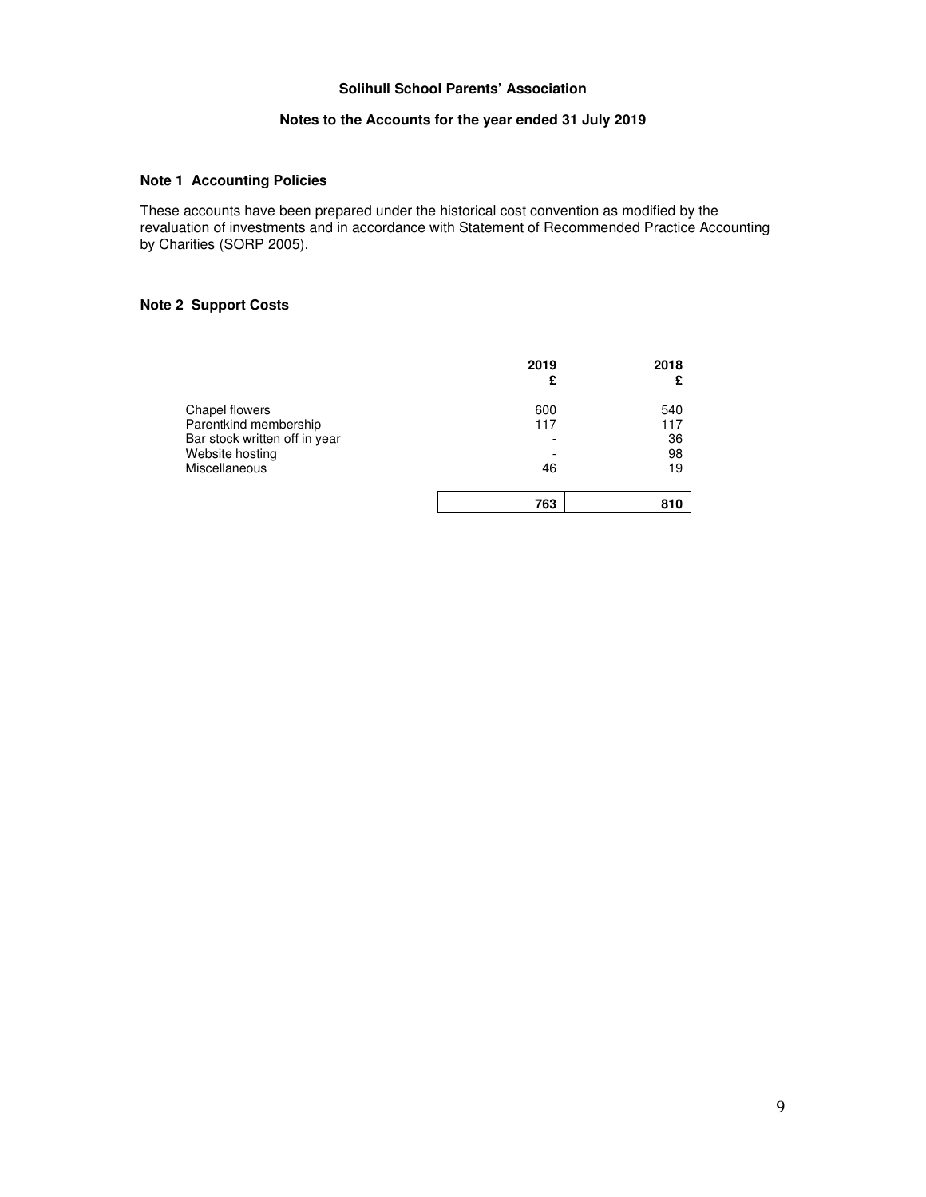**Solihull School Parents' Association**

**Notes to the Accounts for the year ended 31 July 2019**

**Note 1 Accounting Policies**

These accounts have been prepared under the historical cost convention as modified by the revaluation of investments and in accordance with Statement of Recommended Practice Accounting by Charities (SORP 2005).

**Note 2 Support Costs**

| | 2019 £ | 2018 £ |
|---|---|---|
| Chapel flowers | 600 | 540 |
| Parentkind membership | 117 | 117 |
| Bar stock written off in year | - | 36 |
| Website hosting | - | 98 |
| Miscellaneous | 46 | 19 |
| | **763** | **810** |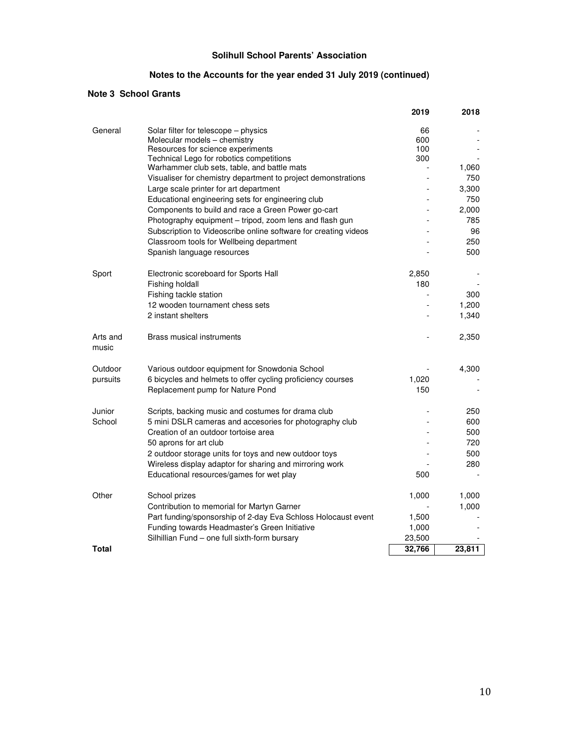# Solihull School Parents' Association

## Notes to the Accounts for the year ended 31 July 2019 (continued)

### Note 3 School Grants

| | | 2019 | 2018 |
|---|---|---|---|
| General | Solar filter for telescope – physics | 66 | - |
| | Molecular models – chemistry | 600 | - |
| | Resources for science experiments | 100 | - |
| | Technical Lego for robotics competitions | 300 | - |
| | Warhammer club sets, table, and battle mats | - | 1,060 |
| | Visualiser for chemistry department to project demonstrations | - | 750 |
| | Large scale printer for art department | - | 3,300 |
| | Educational engineering sets for engineering club | - | 750 |
| | Components to build and race a Green Power go-cart | - | 2,000 |
| | Photography equipment – tripod, zoom lens and flash gun | - | 785 |
| | Subscription to Videoscribe online software for creating videos | - | 96 |
| | Classroom tools for Wellbeing department | - | 250 |
| | Spanish language resources | - | 500 |
| Sport | Electronic scoreboard for Sports Hall | 2,850 | - |
| | Fishing holdall | 180 | - |
| | Fishing tackle station | - | 300 |
| | 12 wooden tournament chess sets | - | 1,200 |
| | 2 instant shelters | - | 1,340 |
| Arts and music | Brass musical instruments | - | 2,350 |
| Outdoor pursuits | Various outdoor equipment for Snowdonia School | - | 4,300 |
| | 6 bicycles and helmets to offer cycling proficiency courses | 1,020 | - |
| | Replacement pump for Nature Pond | 150 | - |
| Junior School | Scripts, backing music and costumes for drama club | - | 250 |
| | 5 mini DSLR cameras and accesories for photography club | - | 600 |
| | Creation of an outdoor tortoise area | - | 500 |
| | 50 aprons for art club | - | 720 |
| | 2 outdoor storage units for toys and new outdoor toys | - | 500 |
| | Wireless display adaptor for sharing and mirroring work | - | 280 |
| | Educational resources/games for wet play | 500 | - |
| Other | School prizes | 1,000 | 1,000 |
| | Contribution to memorial for Martyn Garner | - | 1,000 |
| | Part funding/sponsorship of 2-day Eva Schloss Holocaust event | 1,500 | - |
| | Funding towards Headmaster's Green Initiative | 1,000 | - |
| | Silhillian Fund – one full sixth-form bursary | 23,500 | - |
| **Total** | | **32,766** | **23,811** |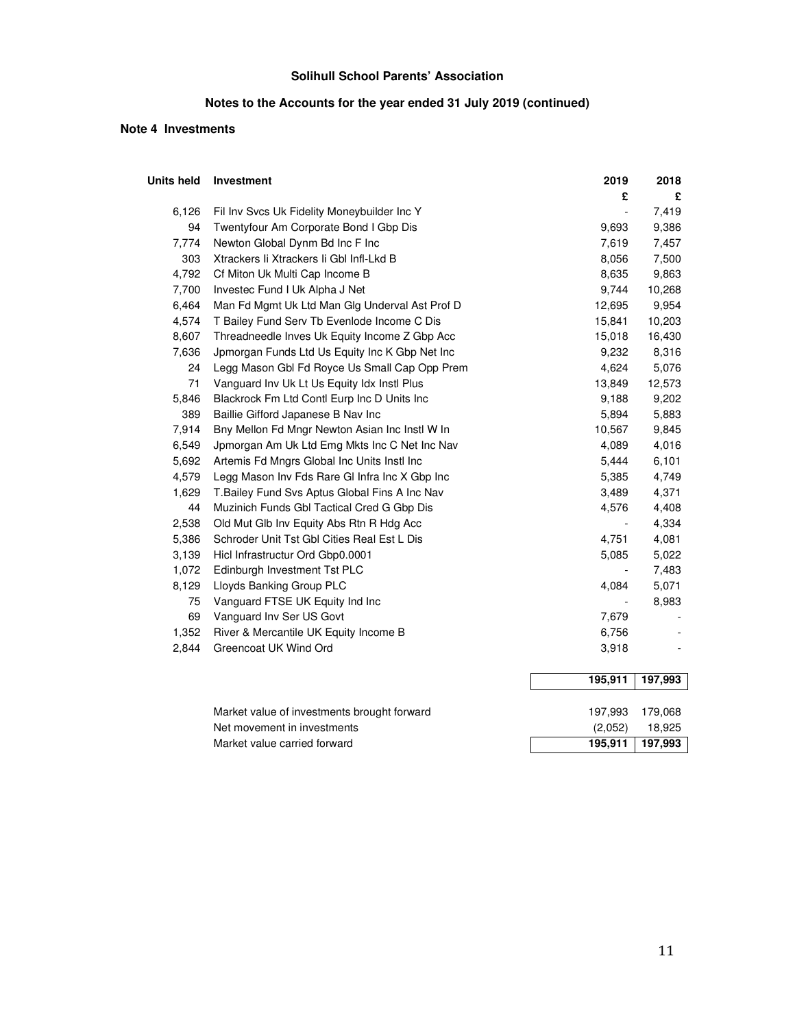**Solihull School Parents' Association**

**Notes to the Accounts for the year ended 31 July 2019 (continued)**

**Note 4 Investments**

| Units held | Investment | 2019 £ | 2018 £ |
|---|---|---|---|
| 6,126 | Fil Inv Svcs Uk Fidelity Moneybuilder Inc Y | - | 7,419 |
| 94 | Twentyfour Am Corporate Bond I Gbp Dis | 9,693 | 9,386 |
| 7,774 | Newton Global Dynm Bd Inc F Inc | 7,619 | 7,457 |
| 303 | Xtrackers Ii Xtrackers Ii Gbl Infl-Lkd B | 8,056 | 7,500 |
| 4,792 | Cf Miton Uk Multi Cap Income B | 8,635 | 9,863 |
| 7,700 | Investec Fund I Uk Alpha J Net | 9,744 | 10,268 |
| 6,464 | Man Fd Mgmt Uk Ltd Man Glg Underval Ast Prof D | 12,695 | 9,954 |
| 4,574 | T Bailey Fund Serv Tb Evenlode Income C Dis | 15,841 | 10,203 |
| 8,607 | Threadneedle Inves Uk Equity Income Z Gbp Acc | 15,018 | 16,430 |
| 7,636 | Jpmorgan Funds Ltd Us Equity Inc K Gbp Net Inc | 9,232 | 8,316 |
| 24 | Legg Mason Gbl Fd Royce Us Small Cap Opp Prem | 4,624 | 5,076 |
| 71 | Vanguard Inv Uk Lt Us Equity Idx Instl Plus | 13,849 | 12,573 |
| 5,846 | Blackrock Fm Ltd Contl Eurp Inc D Units Inc | 9,188 | 9,202 |
| 389 | Baillie Gifford Japanese B Nav Inc | 5,894 | 5,883 |
| 7,914 | Bny Mellon Fd Mngr Newton Asian Inc Instl W In | 10,567 | 9,845 |
| 6,549 | Jpmorgan Am Uk Ltd Emg Mkts Inc C Net Inc Nav | 4,089 | 4,016 |
| 5,692 | Artemis Fd Mngrs Global Inc Units Instl Inc | 5,444 | 6,101 |
| 4,579 | Legg Mason Inv Fds Rare Gl Infra Inc X Gbp Inc | 5,385 | 4,749 |
| 1,629 | T.Bailey Fund Svs Aptus Global Fins A Inc Nav | 3,489 | 4,371 |
| 44 | Muzinich Funds Gbl Tactical Cred G Gbp Dis | 4,576 | 4,408 |
| 2,538 | Old Mut Glb Inv Equity Abs Rtn R Hdg Acc | - | 4,334 |
| 5,386 | Schroder Unit Tst Gbl Cities Real Est L Dis | 4,751 | 4,081 |
| 3,139 | Hicl Infrastructur Ord Gbp0.0001 | 5,085 | 5,022 |
| 1,072 | Edinburgh Investment Tst PLC | - | 7,483 |
| 8,129 | Lloyds Banking Group PLC | 4,084 | 5,071 |
| 75 | Vanguard FTSE UK Equity Ind Inc | - | 8,983 |
| 69 | Vanguard Inv Ser US Govt | 7,679 | - |
| 1,352 | River & Mercantile UK Equity Income B | 6,756 | - |
| 2,844 | Greencoat UK Wind Ord | 3,918 | - |
| | | **195,911** | **197,993** |
| | Market value of investments brought forward | 197,993 | 179,068 |
| | Net movement in investments | (2,052) | 18,925 |
| | Market value carried forward | **195,911** | **197,993** |